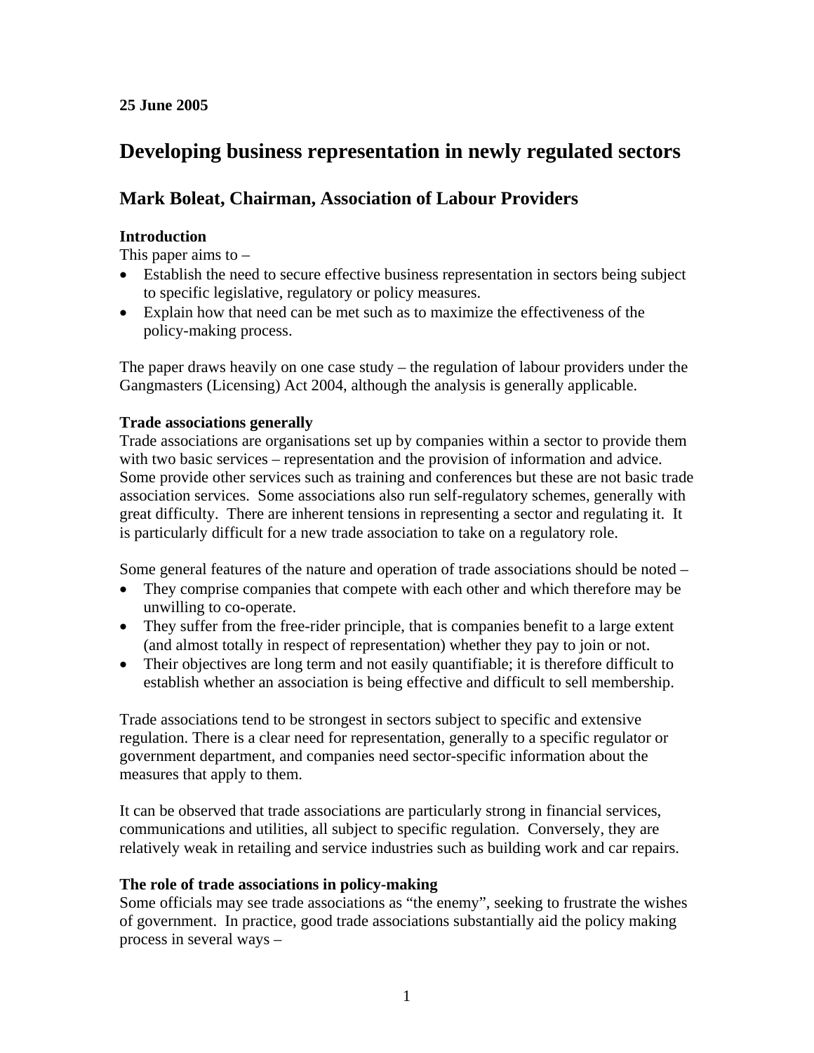**25 June 2005**

# Developing business representation in newly regulated sectors

## Mark Boleat, Chairman, Association of Labour Providers

### Introduction

This paper aims to –

- Establish the need to secure effective business representation in sectors being subject to specific legislative, regulatory or policy measures.
- Explain how that need can be met such as to maximize the effectiveness of the policy-making process.

The paper draws heavily on one case study – the regulation of labour providers under the Gangmasters (Licensing) Act 2004, although the analysis is generally applicable.

### Trade associations generally

Trade associations are organisations set up by companies within a sector to provide them with two basic services – representation and the provision of information and advice. Some provide other services such as training and conferences but these are not basic trade association services. Some associations also run self-regulatory schemes, generally with great difficulty. There are inherent tensions in representing a sector and regulating it. It is particularly difficult for a new trade association to take on a regulatory role.

Some general features of the nature and operation of trade associations should be noted –

- They comprise companies that compete with each other and which therefore may be unwilling to co-operate.
- They suffer from the free-rider principle, that is companies benefit to a large extent (and almost totally in respect of representation) whether they pay to join or not.
- Their objectives are long term and not easily quantifiable; it is therefore difficult to establish whether an association is being effective and difficult to sell membership.

Trade associations tend to be strongest in sectors subject to specific and extensive regulation. There is a clear need for representation, generally to a specific regulator or government department, and companies need sector-specific information about the measures that apply to them.

It can be observed that trade associations are particularly strong in financial services, communications and utilities, all subject to specific regulation. Conversely, they are relatively weak in retailing and service industries such as building work and car repairs.

### The role of trade associations in policy-making

Some officials may see trade associations as "the enemy", seeking to frustrate the wishes of government. In practice, good trade associations substantially aid the policy making process in several ways –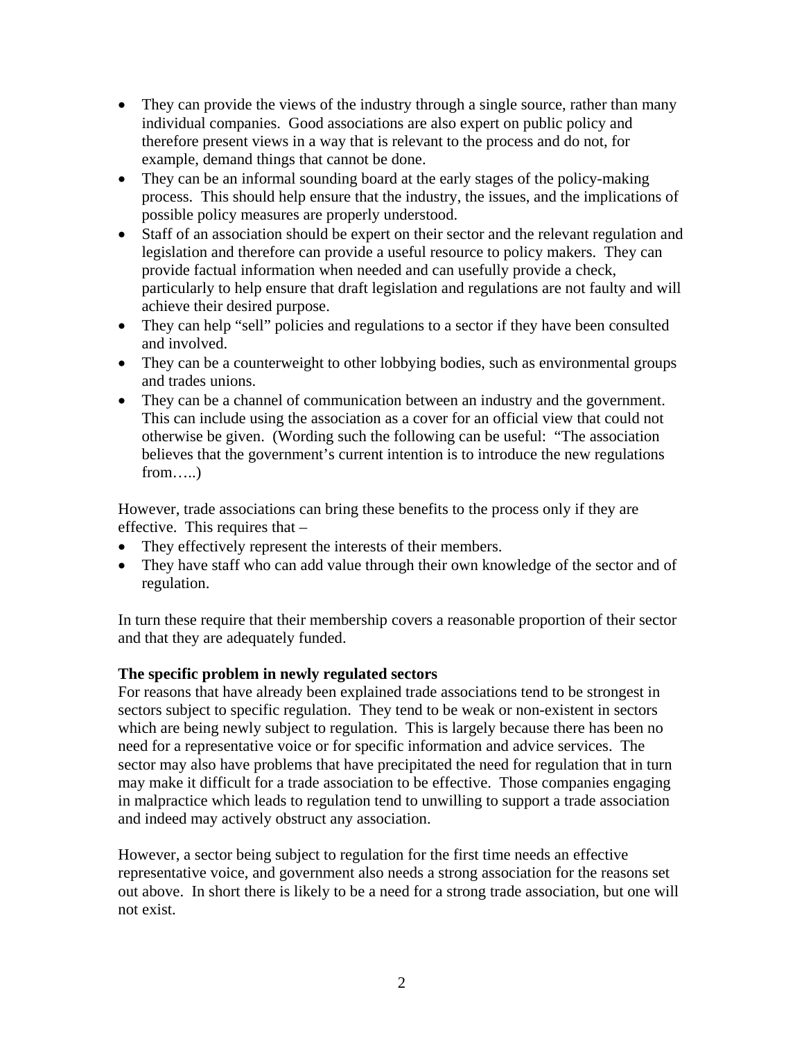- They can provide the views of the industry through a single source, rather than many individual companies. Good associations are also expert on public policy and therefore present views in a way that is relevant to the process and do not, for example, demand things that cannot be done.
- They can be an informal sounding board at the early stages of the policy-making process. This should help ensure that the industry, the issues, and the implications of possible policy measures are properly understood.
- Staff of an association should be expert on their sector and the relevant regulation and legislation and therefore can provide a useful resource to policy makers. They can provide factual information when needed and can usefully provide a check, particularly to help ensure that draft legislation and regulations are not faulty and will achieve their desired purpose.
- They can help "sell" policies and regulations to a sector if they have been consulted and involved.
- They can be a counterweight to other lobbying bodies, such as environmental groups and trades unions.
- They can be a channel of communication between an industry and the government. This can include using the association as a cover for an official view that could not otherwise be given. (Wording such the following can be useful: "The association believes that the government's current intention is to introduce the new regulations from…..)

However, trade associations can bring these benefits to the process only if they are effective. This requires that –

- They effectively represent the interests of their members.
- They have staff who can add value through their own knowledge of the sector and of regulation.

In turn these require that their membership covers a reasonable proportion of their sector and that they are adequately funded.

**The specific problem in newly regulated sectors**

For reasons that have already been explained trade associations tend to be strongest in sectors subject to specific regulation. They tend to be weak or non-existent in sectors which are being newly subject to regulation. This is largely because there has been no need for a representative voice or for specific information and advice services. The sector may also have problems that have precipitated the need for regulation that in turn may make it difficult for a trade association to be effective. Those companies engaging in malpractice which leads to regulation tend to unwilling to support a trade association and indeed may actively obstruct any association.

However, a sector being subject to regulation for the first time needs an effective representative voice, and government also needs a strong association for the reasons set out above. In short there is likely to be a need for a strong trade association, but one will not exist.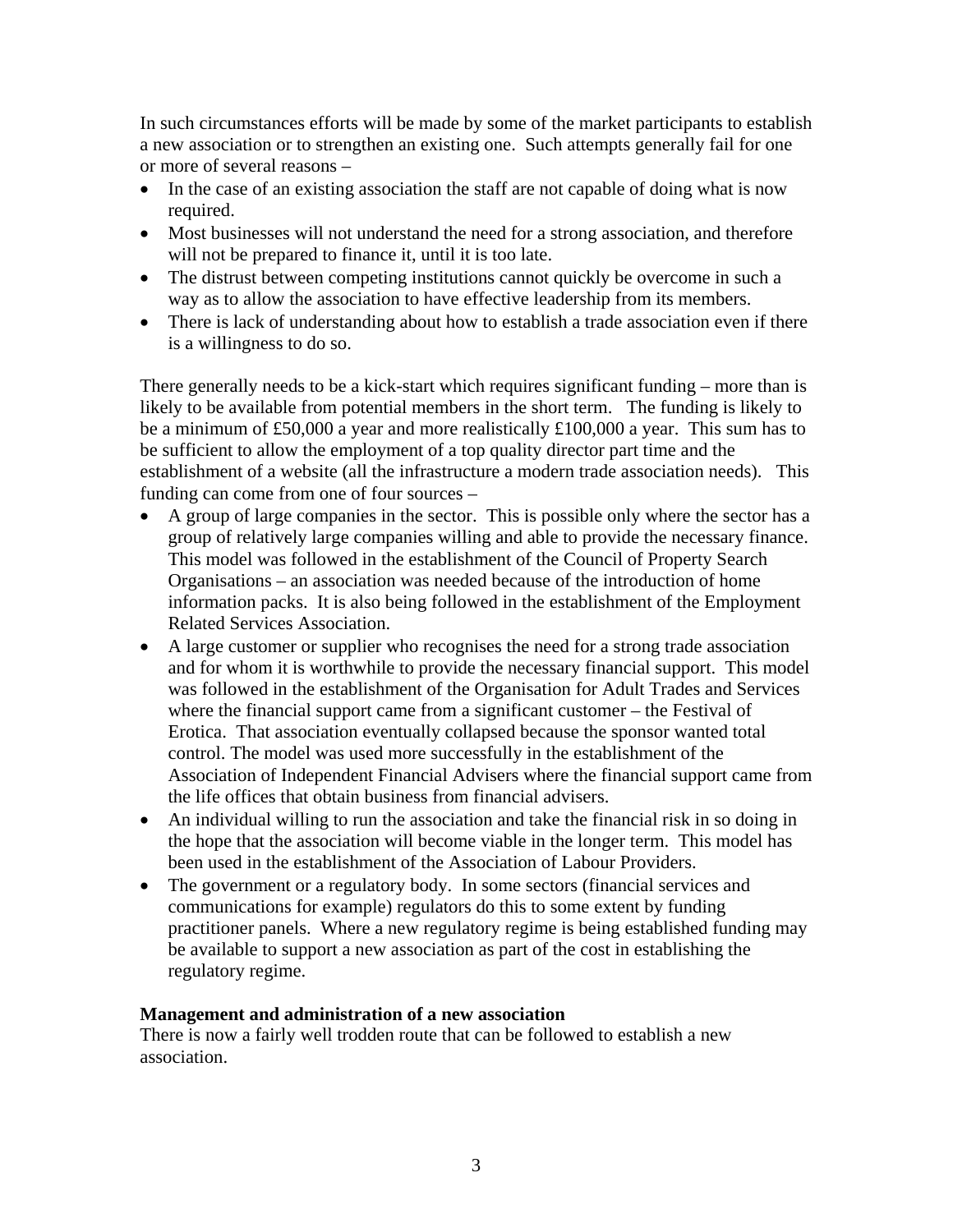In such circumstances efforts will be made by some of the market participants to establish a new association or to strengthen an existing one. Such attempts generally fail for one or more of several reasons –

- In the case of an existing association the staff are not capable of doing what is now required.
- Most businesses will not understand the need for a strong association, and therefore will not be prepared to finance it, until it is too late.
- The distrust between competing institutions cannot quickly be overcome in such a way as to allow the association to have effective leadership from its members.
- There is lack of understanding about how to establish a trade association even if there is a willingness to do so.

There generally needs to be a kick-start which requires significant funding – more than is likely to be available from potential members in the short term. The funding is likely to be a minimum of £50,000 a year and more realistically £100,000 a year. This sum has to be sufficient to allow the employment of a top quality director part time and the establishment of a website (all the infrastructure a modern trade association needs). This funding can come from one of four sources –

- A group of large companies in the sector. This is possible only where the sector has a group of relatively large companies willing and able to provide the necessary finance. This model was followed in the establishment of the Council of Property Search Organisations – an association was needed because of the introduction of home information packs. It is also being followed in the establishment of the Employment Related Services Association.
- A large customer or supplier who recognises the need for a strong trade association and for whom it is worthwhile to provide the necessary financial support. This model was followed in the establishment of the Organisation for Adult Trades and Services where the financial support came from a significant customer – the Festival of Erotica. That association eventually collapsed because the sponsor wanted total control. The model was used more successfully in the establishment of the Association of Independent Financial Advisers where the financial support came from the life offices that obtain business from financial advisers.
- An individual willing to run the association and take the financial risk in so doing in the hope that the association will become viable in the longer term. This model has been used in the establishment of the Association of Labour Providers.
- The government or a regulatory body. In some sectors (financial services and communications for example) regulators do this to some extent by funding practitioner panels. Where a new regulatory regime is being established funding may be available to support a new association as part of the cost in establishing the regulatory regime.

**Management and administration of a new association**

There is now a fairly well trodden route that can be followed to establish a new association.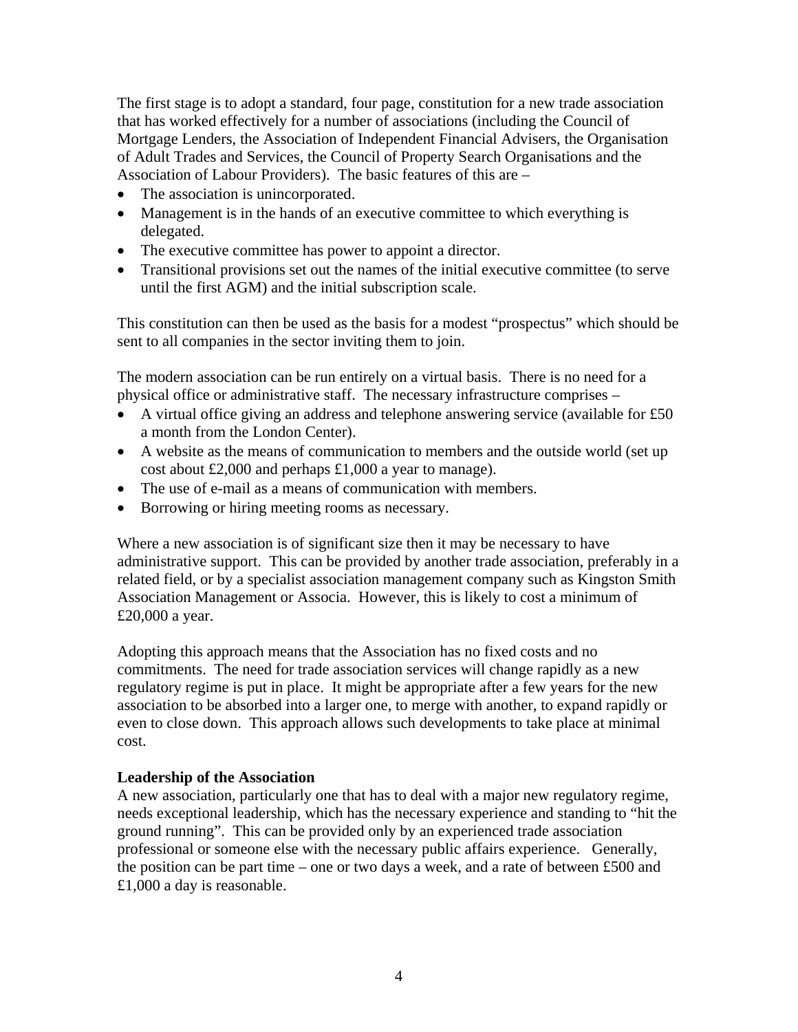The first stage is to adopt a standard, four page, constitution for a new trade association that has worked effectively for a number of associations (including the Council of Mortgage Lenders, the Association of Independent Financial Advisers, the Organisation of Adult Trades and Services, the Council of Property Search Organisations and the Association of Labour Providers). The basic features of this are –

- The association is unincorporated.
- Management is in the hands of an executive committee to which everything is delegated.
- The executive committee has power to appoint a director.
- Transitional provisions set out the names of the initial executive committee (to serve until the first AGM) and the initial subscription scale.

This constitution can then be used as the basis for a modest "prospectus" which should be sent to all companies in the sector inviting them to join.

The modern association can be run entirely on a virtual basis. There is no need for a physical office or administrative staff. The necessary infrastructure comprises –

- A virtual office giving an address and telephone answering service (available for £50 a month from the London Center).
- A website as the means of communication to members and the outside world (set up cost about £2,000 and perhaps £1,000 a year to manage).
- The use of e-mail as a means of communication with members.
- Borrowing or hiring meeting rooms as necessary.

Where a new association is of significant size then it may be necessary to have administrative support. This can be provided by another trade association, preferably in a related field, or by a specialist association management company such as Kingston Smith Association Management or Associa. However, this is likely to cost a minimum of £20,000 a year.

Adopting this approach means that the Association has no fixed costs and no commitments. The need for trade association services will change rapidly as a new regulatory regime is put in place. It might be appropriate after a few years for the new association to be absorbed into a larger one, to merge with another, to expand rapidly or even to close down. This approach allows such developments to take place at minimal cost.

**Leadership of the Association**

A new association, particularly one that has to deal with a major new regulatory regime, needs exceptional leadership, which has the necessary experience and standing to "hit the ground running". This can be provided only by an experienced trade association professional or someone else with the necessary public affairs experience. Generally, the position can be part time – one or two days a week, and a rate of between £500 and £1,000 a day is reasonable.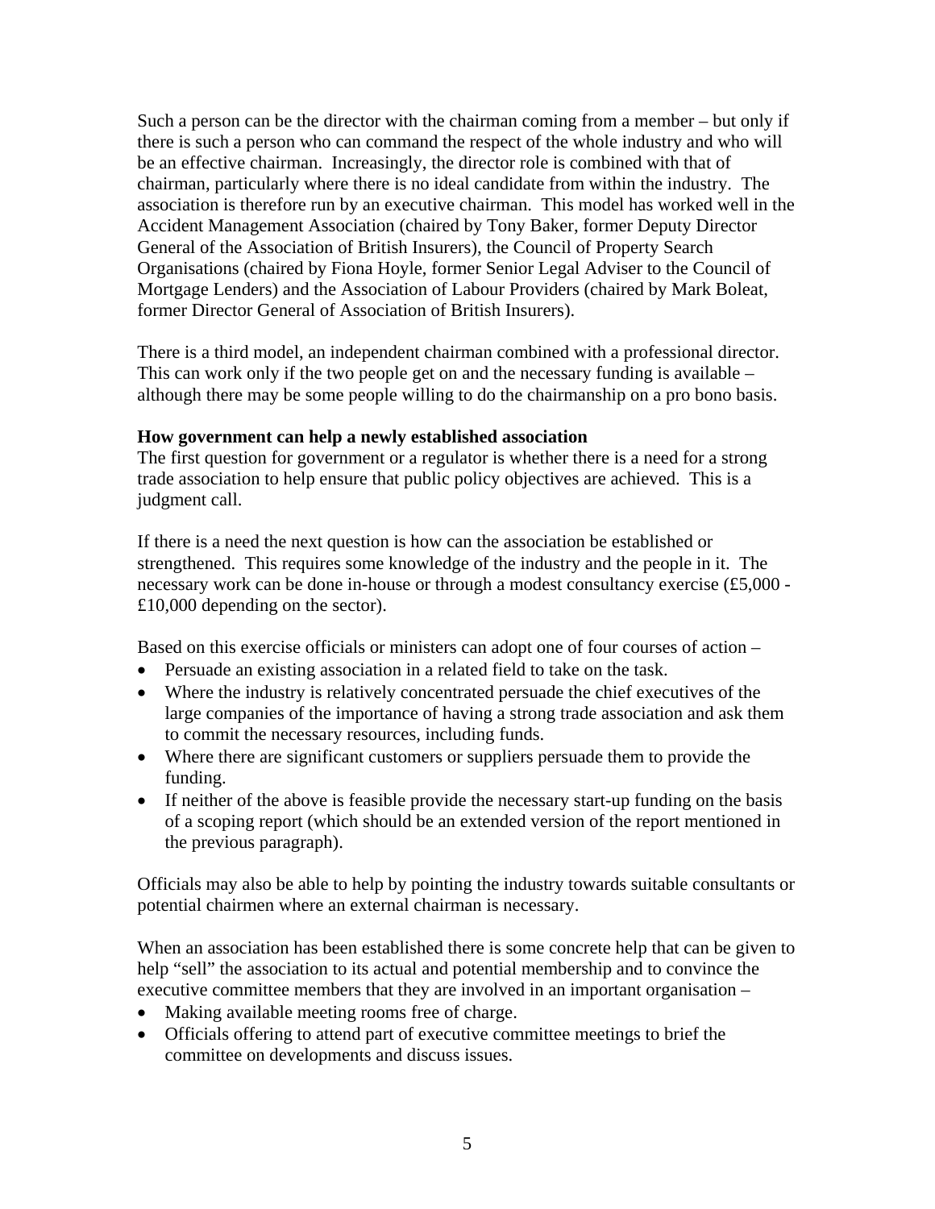Such a person can be the director with the chairman coming from a member – but only if there is such a person who can command the respect of the whole industry and who will be an effective chairman. Increasingly, the director role is combined with that of chairman, particularly where there is no ideal candidate from within the industry. The association is therefore run by an executive chairman. This model has worked well in the Accident Management Association (chaired by Tony Baker, former Deputy Director General of the Association of British Insurers), the Council of Property Search Organisations (chaired by Fiona Hoyle, former Senior Legal Adviser to the Council of Mortgage Lenders) and the Association of Labour Providers (chaired by Mark Boleat, former Director General of Association of British Insurers).

There is a third model, an independent chairman combined with a professional director. This can work only if the two people get on and the necessary funding is available – although there may be some people willing to do the chairmanship on a pro bono basis.

**How government can help a newly established association**

The first question for government or a regulator is whether there is a need for a strong trade association to help ensure that public policy objectives are achieved. This is a judgment call.

If there is a need the next question is how can the association be established or strengthened. This requires some knowledge of the industry and the people in it. The necessary work can be done in-house or through a modest consultancy exercise (£5,000 - £10,000 depending on the sector).

Based on this exercise officials or ministers can adopt one of four courses of action –

- Persuade an existing association in a related field to take on the task.
- Where the industry is relatively concentrated persuade the chief executives of the large companies of the importance of having a strong trade association and ask them to commit the necessary resources, including funds.
- Where there are significant customers or suppliers persuade them to provide the funding.
- If neither of the above is feasible provide the necessary start-up funding on the basis of a scoping report (which should be an extended version of the report mentioned in the previous paragraph).

Officials may also be able to help by pointing the industry towards suitable consultants or potential chairmen where an external chairman is necessary.

When an association has been established there is some concrete help that can be given to help "sell" the association to its actual and potential membership and to convince the executive committee members that they are involved in an important organisation –

- Making available meeting rooms free of charge.
- Officials offering to attend part of executive committee meetings to brief the committee on developments and discuss issues.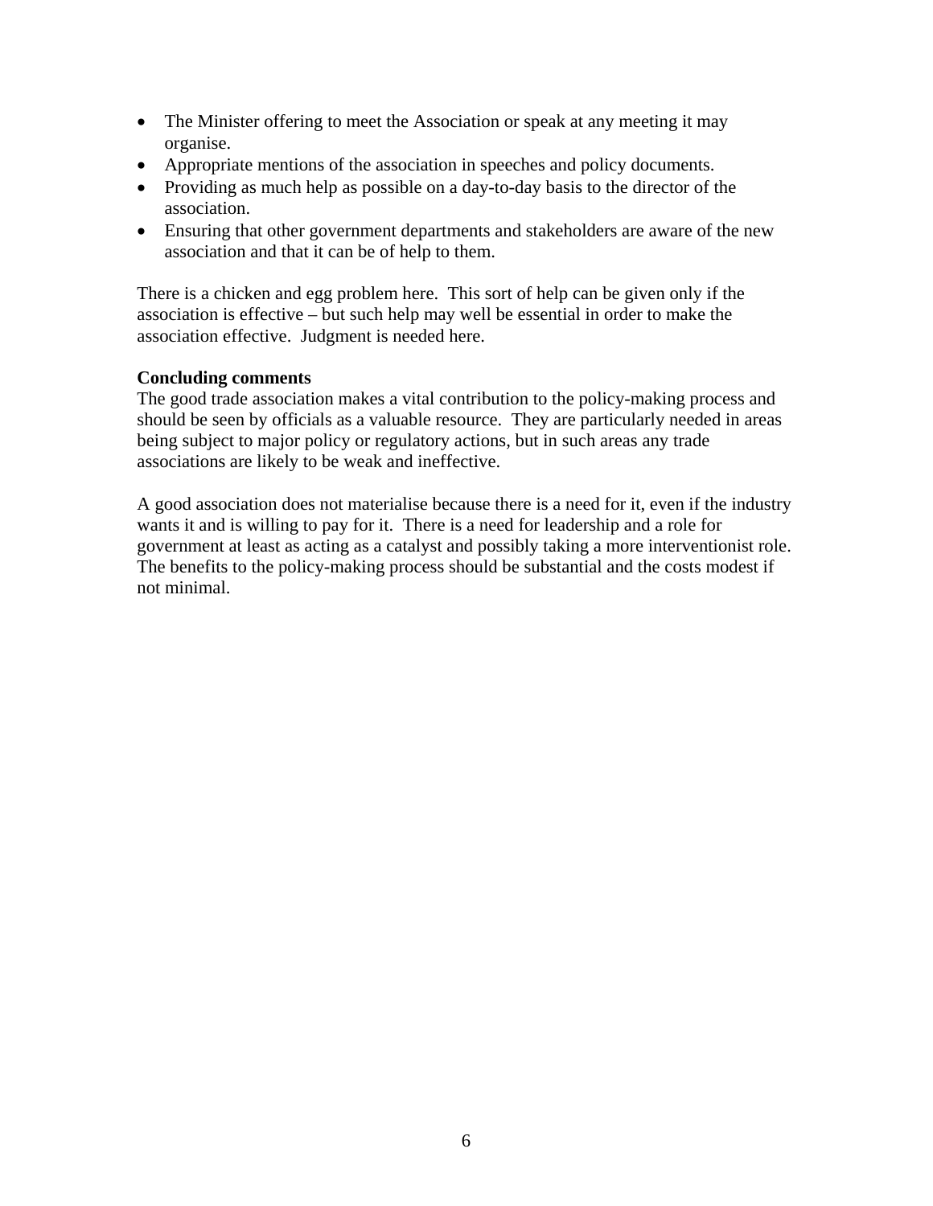- The Minister offering to meet the Association or speak at any meeting it may organise.
- Appropriate mentions of the association in speeches and policy documents.
- Providing as much help as possible on a day-to-day basis to the director of the association.
- Ensuring that other government departments and stakeholders are aware of the new association and that it can be of help to them.

There is a chicken and egg problem here. This sort of help can be given only if the association is effective – but such help may well be essential in order to make the association effective. Judgment is needed here.

**Concluding comments**

The good trade association makes a vital contribution to the policy-making process and should be seen by officials as a valuable resource. They are particularly needed in areas being subject to major policy or regulatory actions, but in such areas any trade associations are likely to be weak and ineffective.

A good association does not materialise because there is a need for it, even if the industry wants it and is willing to pay for it. There is a need for leadership and a role for government at least as acting as a catalyst and possibly taking a more interventionist role. The benefits to the policy-making process should be substantial and the costs modest if not minimal.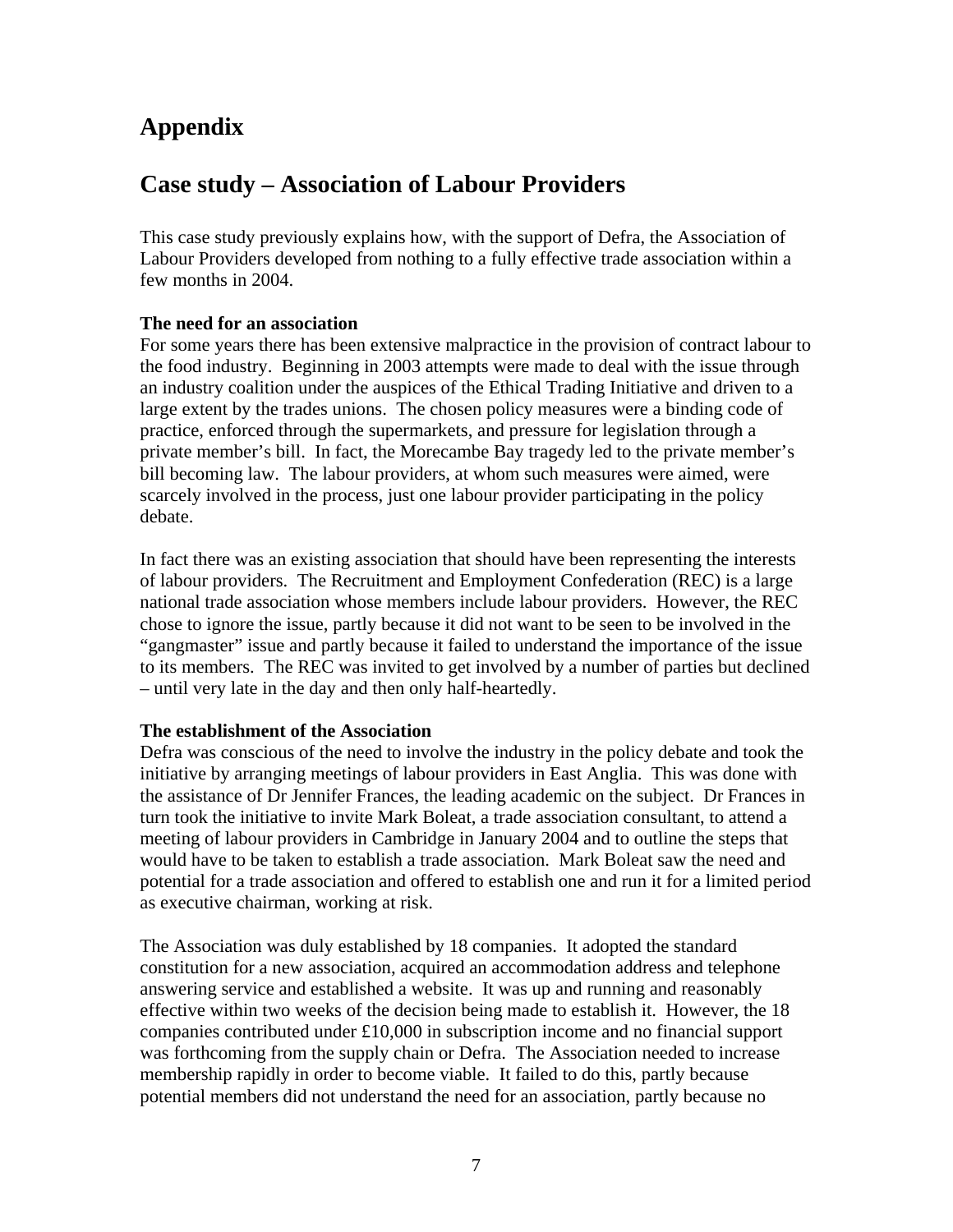# Appendix

# Case study – Association of Labour Providers

This case study previously explains how, with the support of Defra, the Association of Labour Providers developed from nothing to a fully effective trade association within a few months in 2004.

**The need for an association**
For some years there has been extensive malpractice in the provision of contract labour to the food industry. Beginning in 2003 attempts were made to deal with the issue through an industry coalition under the auspices of the Ethical Trading Initiative and driven to a large extent by the trades unions. The chosen policy measures were a binding code of practice, enforced through the supermarkets, and pressure for legislation through a private member's bill. In fact, the Morecambe Bay tragedy led to the private member's bill becoming law. The labour providers, at whom such measures were aimed, were scarcely involved in the process, just one labour provider participating in the policy debate.

In fact there was an existing association that should have been representing the interests of labour providers. The Recruitment and Employment Confederation (REC) is a large national trade association whose members include labour providers. However, the REC chose to ignore the issue, partly because it did not want to be seen to be involved in the "gangmaster" issue and partly because it failed to understand the importance of the issue to its members. The REC was invited to get involved by a number of parties but declined – until very late in the day and then only half-heartedly.

**The establishment of the Association**
Defra was conscious of the need to involve the industry in the policy debate and took the initiative by arranging meetings of labour providers in East Anglia. This was done with the assistance of Dr Jennifer Frances, the leading academic on the subject. Dr Frances in turn took the initiative to invite Mark Boleat, a trade association consultant, to attend a meeting of labour providers in Cambridge in January 2004 and to outline the steps that would have to be taken to establish a trade association. Mark Boleat saw the need and potential for a trade association and offered to establish one and run it for a limited period as executive chairman, working at risk.

The Association was duly established by 18 companies. It adopted the standard constitution for a new association, acquired an accommodation address and telephone answering service and established a website. It was up and running and reasonably effective within two weeks of the decision being made to establish it. However, the 18 companies contributed under £10,000 in subscription income and no financial support was forthcoming from the supply chain or Defra. The Association needed to increase membership rapidly in order to become viable. It failed to do this, partly because potential members did not understand the need for an association, partly because no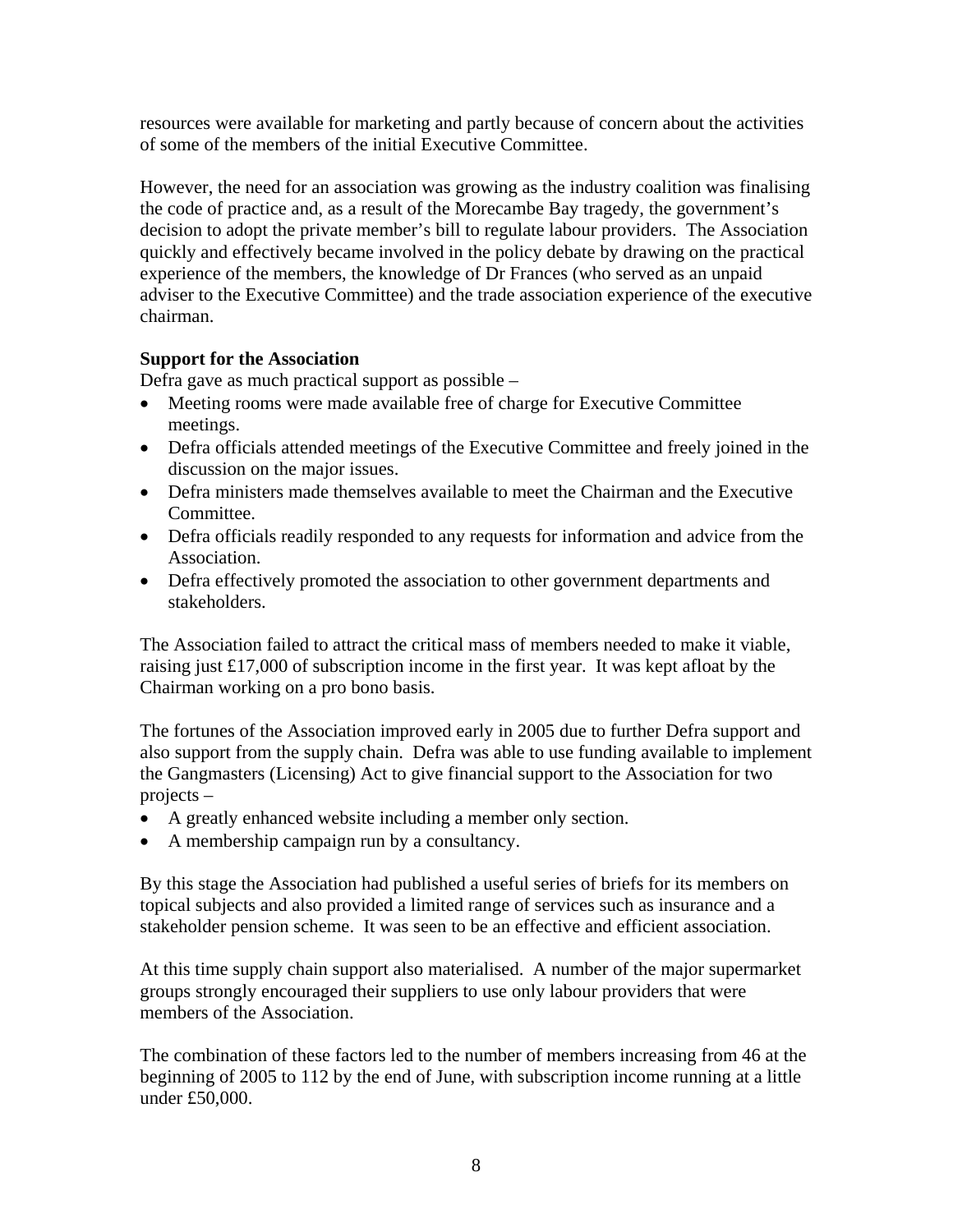resources were available for marketing and partly because of concern about the activities of some of the members of the initial Executive Committee.

However, the need for an association was growing as the industry coalition was finalising the code of practice and, as a result of the Morecambe Bay tragedy, the government's decision to adopt the private member's bill to regulate labour providers. The Association quickly and effectively became involved in the policy debate by drawing on the practical experience of the members, the knowledge of Dr Frances (who served as an unpaid adviser to the Executive Committee) and the trade association experience of the executive chairman.

**Support for the Association**

Defra gave as much practical support as possible –

- Meeting rooms were made available free of charge for Executive Committee meetings.
- Defra officials attended meetings of the Executive Committee and freely joined in the discussion on the major issues.
- Defra ministers made themselves available to meet the Chairman and the Executive Committee.
- Defra officials readily responded to any requests for information and advice from the Association.
- Defra effectively promoted the association to other government departments and stakeholders.

The Association failed to attract the critical mass of members needed to make it viable, raising just £17,000 of subscription income in the first year. It was kept afloat by the Chairman working on a pro bono basis.

The fortunes of the Association improved early in 2005 due to further Defra support and also support from the supply chain. Defra was able to use funding available to implement the Gangmasters (Licensing) Act to give financial support to the Association for two projects –

- A greatly enhanced website including a member only section.
- A membership campaign run by a consultancy.

By this stage the Association had published a useful series of briefs for its members on topical subjects and also provided a limited range of services such as insurance and a stakeholder pension scheme. It was seen to be an effective and efficient association.

At this time supply chain support also materialised. A number of the major supermarket groups strongly encouraged their suppliers to use only labour providers that were members of the Association.

The combination of these factors led to the number of members increasing from 46 at the beginning of 2005 to 112 by the end of June, with subscription income running at a little under £50,000.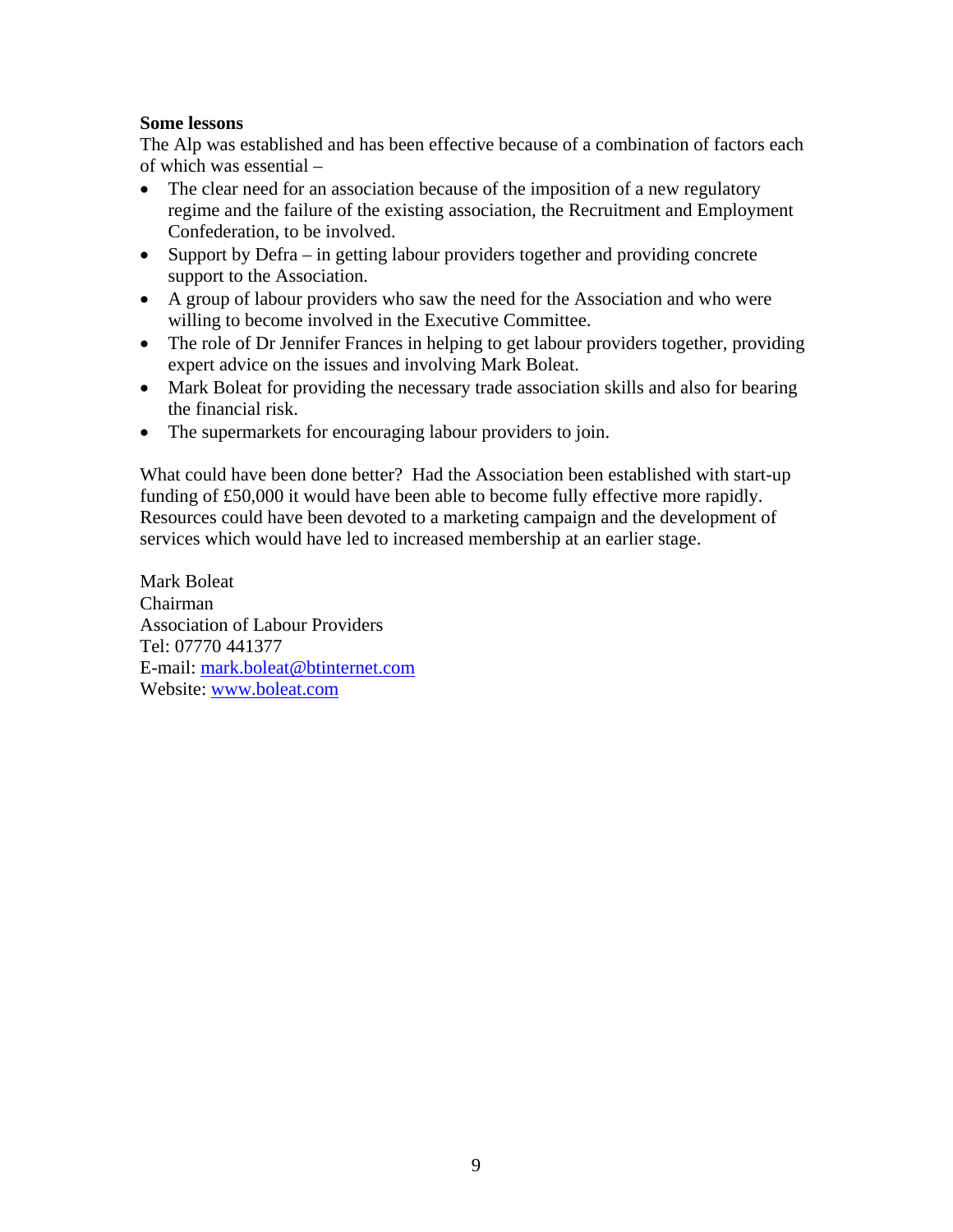**Some lessons**

The Alp was established and has been effective because of a combination of factors each of which was essential –

- The clear need for an association because of the imposition of a new regulatory regime and the failure of the existing association, the Recruitment and Employment Confederation, to be involved.
- Support by Defra – in getting labour providers together and providing concrete support to the Association.
- A group of labour providers who saw the need for the Association and who were willing to become involved in the Executive Committee.
- The role of Dr Jennifer Frances in helping to get labour providers together, providing expert advice on the issues and involving Mark Boleat.
- Mark Boleat for providing the necessary trade association skills and also for bearing the financial risk.
- The supermarkets for encouraging labour providers to join.

What could have been done better? Had the Association been established with start-up funding of £50,000 it would have been able to become fully effective more rapidly. Resources could have been devoted to a marketing campaign and the development of services which would have led to increased membership at an earlier stage.

Mark Boleat
Chairman
Association of Labour Providers
Tel: 07770 441377
E-mail: mark.boleat@btinternet.com
Website: www.boleat.com